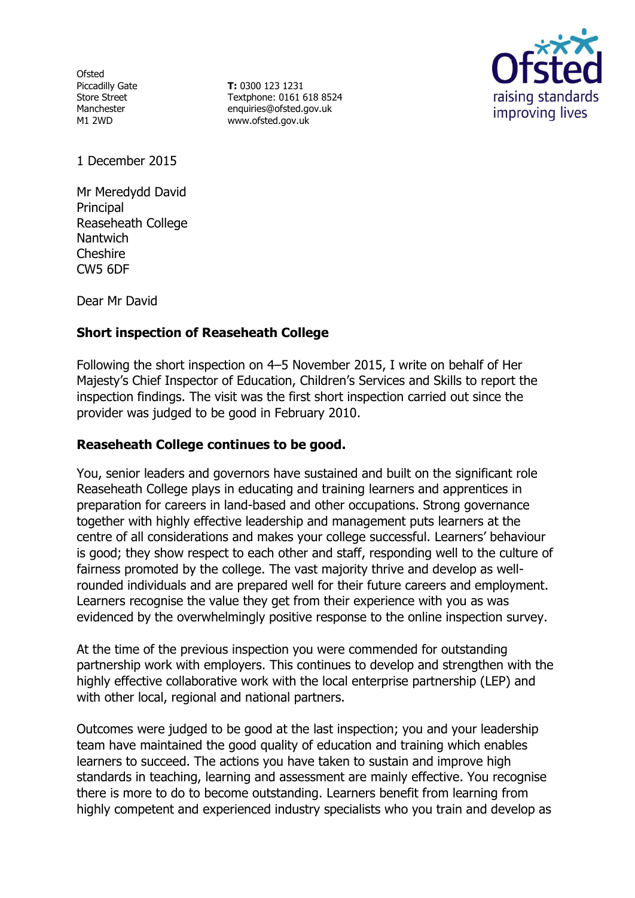Ofsted
Piccadilly Gate
Store Street
Manchester
M1 2WD

**T:** 0300 123 1231
Textphone: 0161 618 8524
enquiries@ofsted.gov.uk
www.ofsted.gov.uk

1 December 2015

Mr Meredydd David
Principal
Reaseheath College
Nantwich
Cheshire
CW5 6DF

Dear Mr David

**Short inspection of Reaseheath College**

Following the short inspection on 4–5 November 2015, I write on behalf of Her Majesty's Chief Inspector of Education, Children's Services and Skills to report the inspection findings. The visit was the first short inspection carried out since the provider was judged to be good in February 2010.

**Reaseheath College continues to be good.**

You, senior leaders and governors have sustained and built on the significant role Reaseheath College plays in educating and training learners and apprentices in preparation for careers in land-based and other occupations. Strong governance together with highly effective leadership and management puts learners at the centre of all considerations and makes your college successful. Learners' behaviour is good; they show respect to each other and staff, responding well to the culture of fairness promoted by the college. The vast majority thrive and develop as well-rounded individuals and are prepared well for their future careers and employment. Learners recognise the value they get from their experience with you as was evidenced by the overwhelmingly positive response to the online inspection survey.

At the time of the previous inspection you were commended for outstanding partnership work with employers. This continues to develop and strengthen with the highly effective collaborative work with the local enterprise partnership (LEP) and with other local, regional and national partners.

Outcomes were judged to be good at the last inspection; you and your leadership team have maintained the good quality of education and training which enables learners to succeed. The actions you have taken to sustain and improve high standards in teaching, learning and assessment are mainly effective. You recognise there is more to do to become outstanding. Learners benefit from learning from highly competent and experienced industry specialists who you train and develop as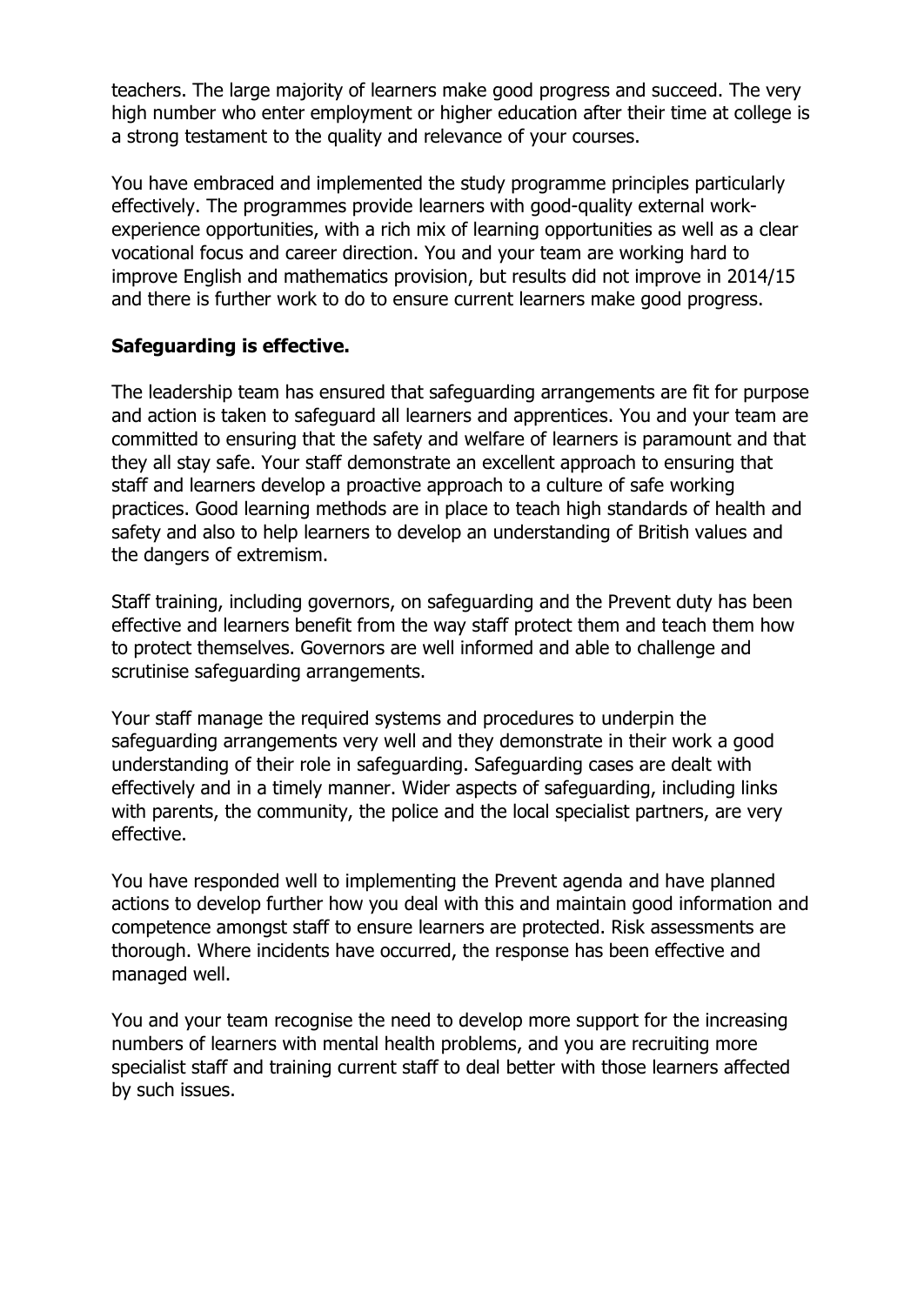teachers. The large majority of learners make good progress and succeed. The very high number who enter employment or higher education after their time at college is a strong testament to the quality and relevance of your courses.

You have embraced and implemented the study programme principles particularly effectively. The programmes provide learners with good-quality external work-experience opportunities, with a rich mix of learning opportunities as well as a clear vocational focus and career direction. You and your team are working hard to improve English and mathematics provision, but results did not improve in 2014/15 and there is further work to do to ensure current learners make good progress.

**Safeguarding is effective.**

The leadership team has ensured that safeguarding arrangements are fit for purpose and action is taken to safeguard all learners and apprentices. You and your team are committed to ensuring that the safety and welfare of learners is paramount and that they all stay safe. Your staff demonstrate an excellent approach to ensuring that staff and learners develop a proactive approach to a culture of safe working practices. Good learning methods are in place to teach high standards of health and safety and also to help learners to develop an understanding of British values and the dangers of extremism.

Staff training, including governors, on safeguarding and the Prevent duty has been effective and learners benefit from the way staff protect them and teach them how to protect themselves. Governors are well informed and able to challenge and scrutinise safeguarding arrangements.

Your staff manage the required systems and procedures to underpin the safeguarding arrangements very well and they demonstrate in their work a good understanding of their role in safeguarding. Safeguarding cases are dealt with effectively and in a timely manner. Wider aspects of safeguarding, including links with parents, the community, the police and the local specialist partners, are very effective.

You have responded well to implementing the Prevent agenda and have planned actions to develop further how you deal with this and maintain good information and competence amongst staff to ensure learners are protected. Risk assessments are thorough. Where incidents have occurred, the response has been effective and managed well.

You and your team recognise the need to develop more support for the increasing numbers of learners with mental health problems, and you are recruiting more specialist staff and training current staff to deal better with those learners affected by such issues.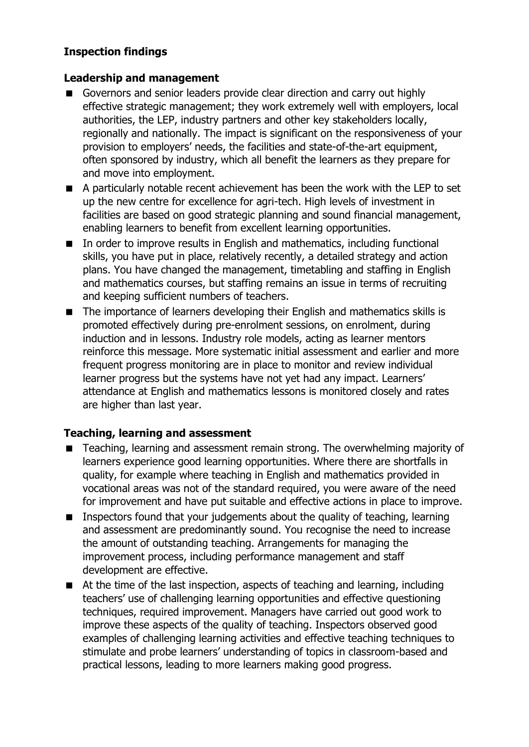## Inspection findings

### Leadership and management

- Governors and senior leaders provide clear direction and carry out highly effective strategic management; they work extremely well with employers, local authorities, the LEP, industry partners and other key stakeholders locally, regionally and nationally. The impact is significant on the responsiveness of your provision to employers' needs, the facilities and state-of-the-art equipment, often sponsored by industry, which all benefit the learners as they prepare for and move into employment.
- A particularly notable recent achievement has been the work with the LEP to set up the new centre for excellence for agri-tech. High levels of investment in facilities are based on good strategic planning and sound financial management, enabling learners to benefit from excellent learning opportunities.
- In order to improve results in English and mathematics, including functional skills, you have put in place, relatively recently, a detailed strategy and action plans. You have changed the management, timetabling and staffing in English and mathematics courses, but staffing remains an issue in terms of recruiting and keeping sufficient numbers of teachers.
- The importance of learners developing their English and mathematics skills is promoted effectively during pre-enrolment sessions, on enrolment, during induction and in lessons. Industry role models, acting as learner mentors reinforce this message. More systematic initial assessment and earlier and more frequent progress monitoring are in place to monitor and review individual learner progress but the systems have not yet had any impact. Learners' attendance at English and mathematics lessons is monitored closely and rates are higher than last year.

### Teaching, learning and assessment

- Teaching, learning and assessment remain strong. The overwhelming majority of learners experience good learning opportunities. Where there are shortfalls in quality, for example where teaching in English and mathematics provided in vocational areas was not of the standard required, you were aware of the need for improvement and have put suitable and effective actions in place to improve.
- Inspectors found that your judgements about the quality of teaching, learning and assessment are predominantly sound. You recognise the need to increase the amount of outstanding teaching. Arrangements for managing the improvement process, including performance management and staff development are effective.
- At the time of the last inspection, aspects of teaching and learning, including teachers' use of challenging learning opportunities and effective questioning techniques, required improvement. Managers have carried out good work to improve these aspects of the quality of teaching. Inspectors observed good examples of challenging learning activities and effective teaching techniques to stimulate and probe learners' understanding of topics in classroom-based and practical lessons, leading to more learners making good progress.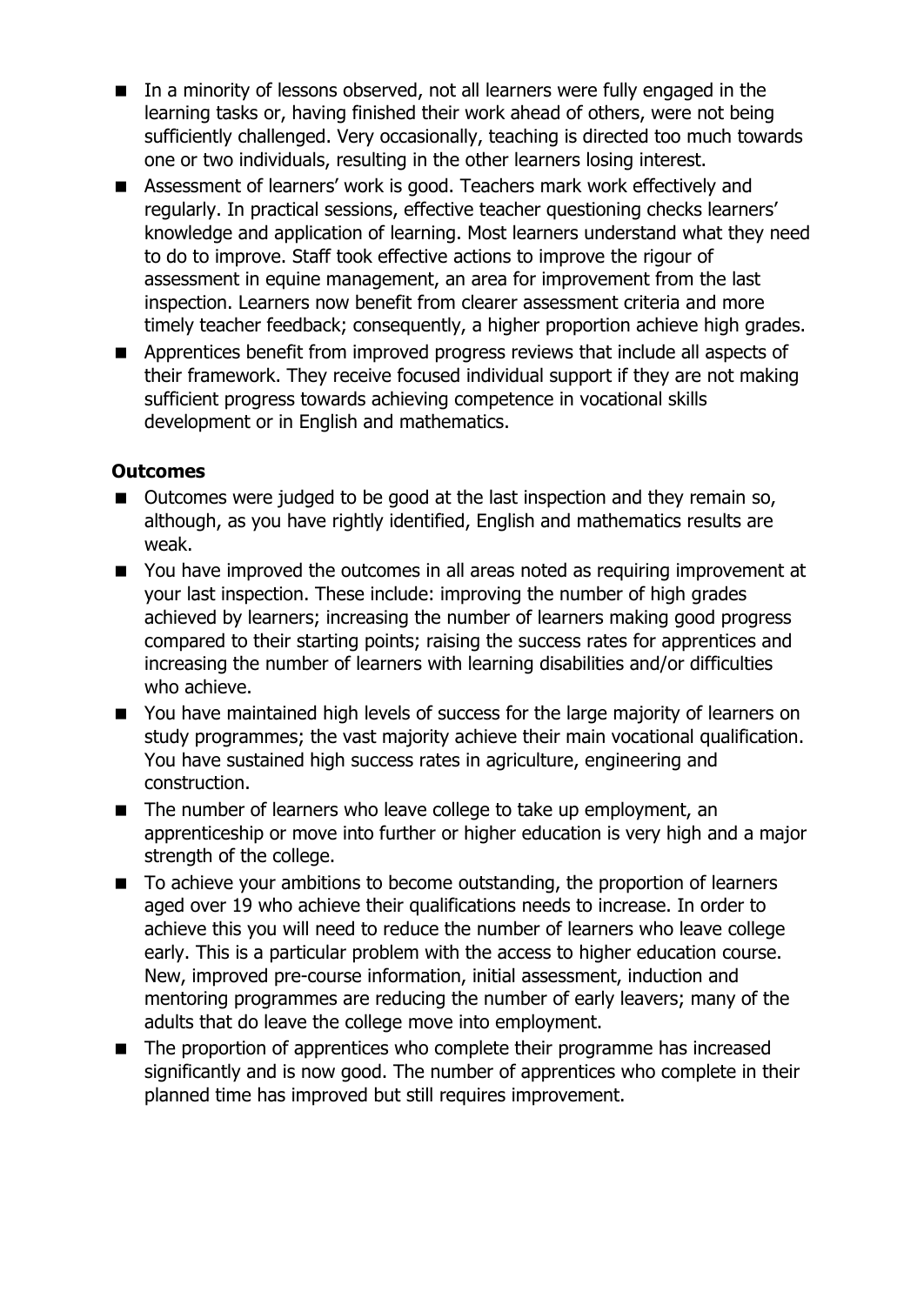- In a minority of lessons observed, not all learners were fully engaged in the learning tasks or, having finished their work ahead of others, were not being sufficiently challenged. Very occasionally, teaching is directed too much towards one or two individuals, resulting in the other learners losing interest.
- Assessment of learners' work is good. Teachers mark work effectively and regularly. In practical sessions, effective teacher questioning checks learners' knowledge and application of learning. Most learners understand what they need to do to improve. Staff took effective actions to improve the rigour of assessment in equine management, an area for improvement from the last inspection. Learners now benefit from clearer assessment criteria and more timely teacher feedback; consequently, a higher proportion achieve high grades.
- Apprentices benefit from improved progress reviews that include all aspects of their framework. They receive focused individual support if they are not making sufficient progress towards achieving competence in vocational skills development or in English and mathematics.

**Outcomes**

- Outcomes were judged to be good at the last inspection and they remain so, although, as you have rightly identified, English and mathematics results are weak.
- You have improved the outcomes in all areas noted as requiring improvement at your last inspection. These include: improving the number of high grades achieved by learners; increasing the number of learners making good progress compared to their starting points; raising the success rates for apprentices and increasing the number of learners with learning disabilities and/or difficulties who achieve.
- You have maintained high levels of success for the large majority of learners on study programmes; the vast majority achieve their main vocational qualification. You have sustained high success rates in agriculture, engineering and construction.
- The number of learners who leave college to take up employment, an apprenticeship or move into further or higher education is very high and a major strength of the college.
- To achieve your ambitions to become outstanding, the proportion of learners aged over 19 who achieve their qualifications needs to increase. In order to achieve this you will need to reduce the number of learners who leave college early. This is a particular problem with the access to higher education course. New, improved pre-course information, initial assessment, induction and mentoring programmes are reducing the number of early leavers; many of the adults that do leave the college move into employment.
- The proportion of apprentices who complete their programme has increased significantly and is now good. The number of apprentices who complete in their planned time has improved but still requires improvement.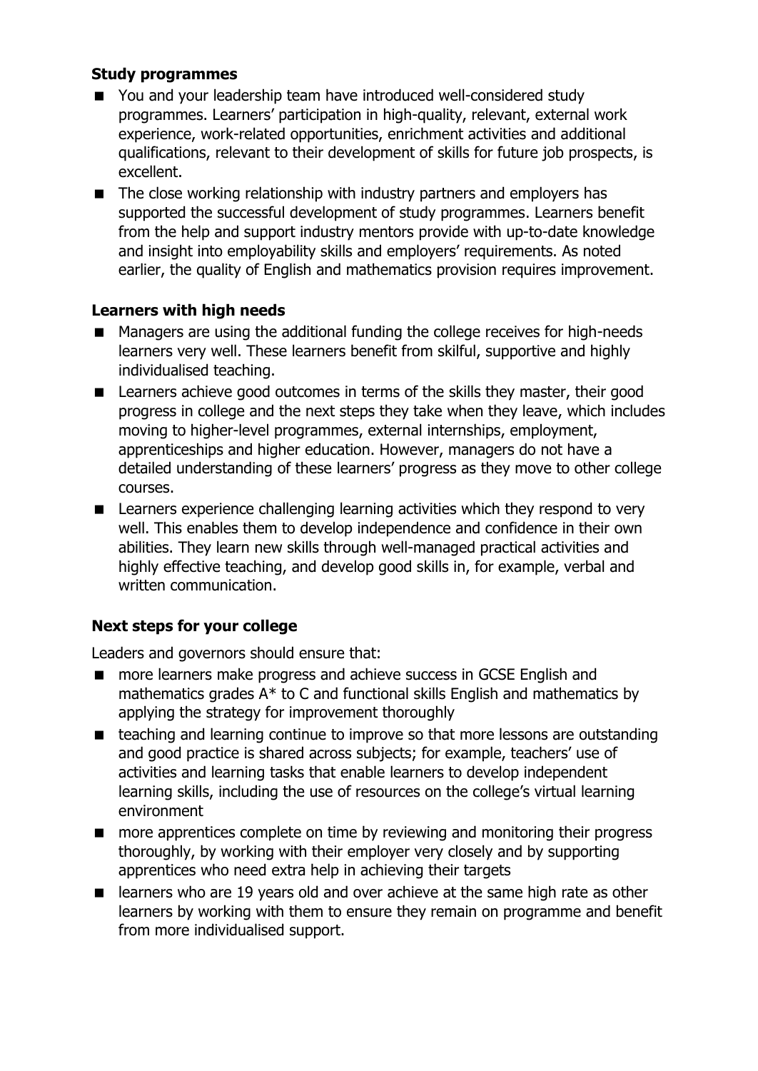**Study programmes**

- You and your leadership team have introduced well-considered study programmes. Learners' participation in high-quality, relevant, external work experience, work-related opportunities, enrichment activities and additional qualifications, relevant to their development of skills for future job prospects, is excellent.
- The close working relationship with industry partners and employers has supported the successful development of study programmes. Learners benefit from the help and support industry mentors provide with up-to-date knowledge and insight into employability skills and employers' requirements. As noted earlier, the quality of English and mathematics provision requires improvement.

**Learners with high needs**

- Managers are using the additional funding the college receives for high-needs learners very well. These learners benefit from skilful, supportive and highly individualised teaching.
- Learners achieve good outcomes in terms of the skills they master, their good progress in college and the next steps they take when they leave, which includes moving to higher-level programmes, external internships, employment, apprenticeships and higher education. However, managers do not have a detailed understanding of these learners' progress as they move to other college courses.
- Learners experience challenging learning activities which they respond to very well. This enables them to develop independence and confidence in their own abilities. They learn new skills through well-managed practical activities and highly effective teaching, and develop good skills in, for example, verbal and written communication.

**Next steps for your college**

Leaders and governors should ensure that:

- more learners make progress and achieve success in GCSE English and mathematics grades A* to C and functional skills English and mathematics by applying the strategy for improvement thoroughly
- teaching and learning continue to improve so that more lessons are outstanding and good practice is shared across subjects; for example, teachers' use of activities and learning tasks that enable learners to develop independent learning skills, including the use of resources on the college's virtual learning environment
- more apprentices complete on time by reviewing and monitoring their progress thoroughly, by working with their employer very closely and by supporting apprentices who need extra help in achieving their targets
- learners who are 19 years old and over achieve at the same high rate as other learners by working with them to ensure they remain on programme and benefit from more individualised support.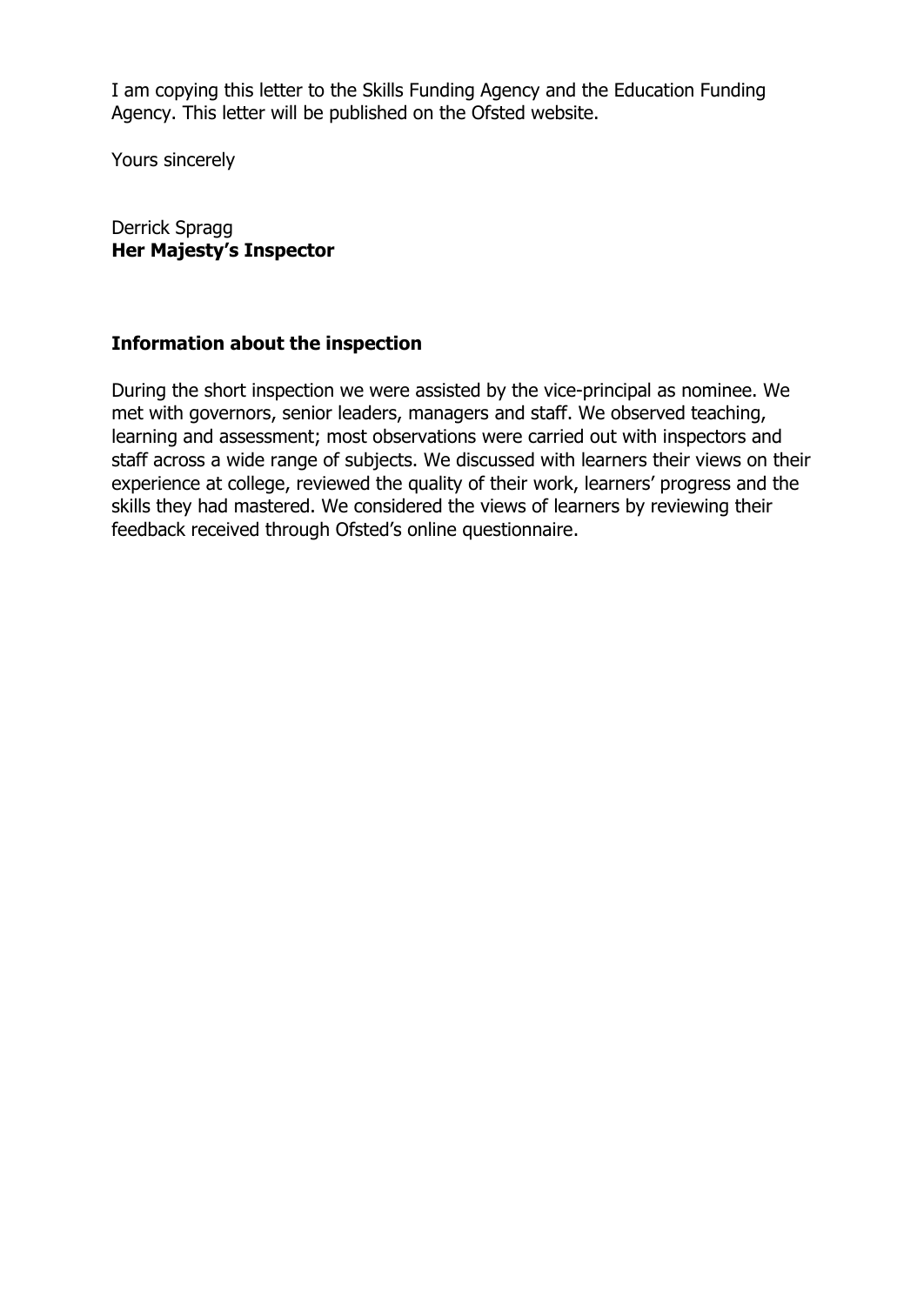I am copying this letter to the Skills Funding Agency and the Education Funding Agency. This letter will be published on the Ofsted website.

Yours sincerely

Derrick Spragg
**Her Majesty's Inspector**

## Information about the inspection

During the short inspection we were assisted by the vice-principal as nominee. We met with governors, senior leaders, managers and staff. We observed teaching, learning and assessment; most observations were carried out with inspectors and staff across a wide range of subjects. We discussed with learners their views on their experience at college, reviewed the quality of their work, learners' progress and the skills they had mastered. We considered the views of learners by reviewing their feedback received through Ofsted's online questionnaire.